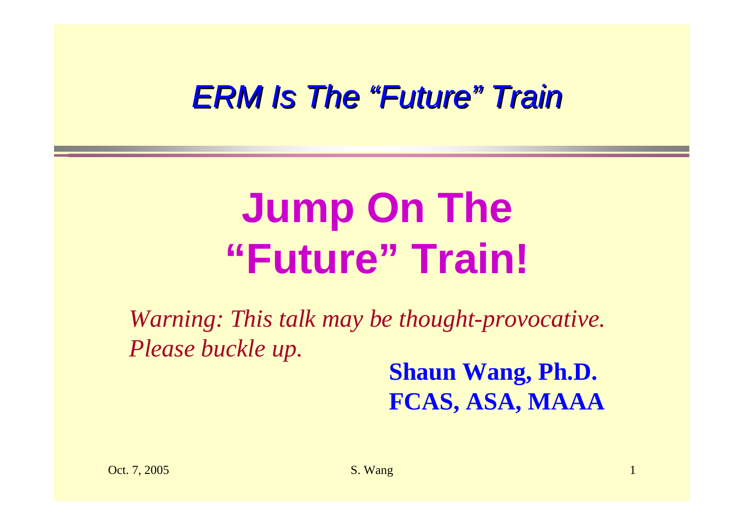## ERM Is The "Future" Train

# Jump On The "Future" Train!

*Warning: This talk may be thought-provocative. Please buckle up.*

**Shaun Wang, Ph.D.**
**FCAS, ASA, MAAA**

Oct. 7, 2005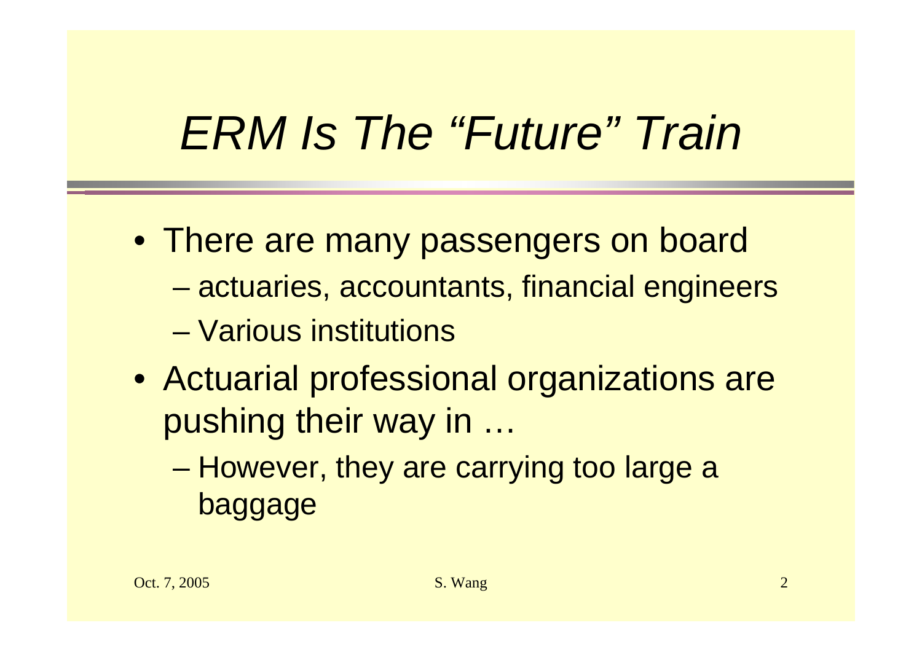# *ERM Is The "Future" Train*

- There are many passengers on board
  - actuaries, accountants, financial engineers
  - Various institutions
- Actuarial professional organizations are pushing their way in …
  - However, they are carrying too large a baggage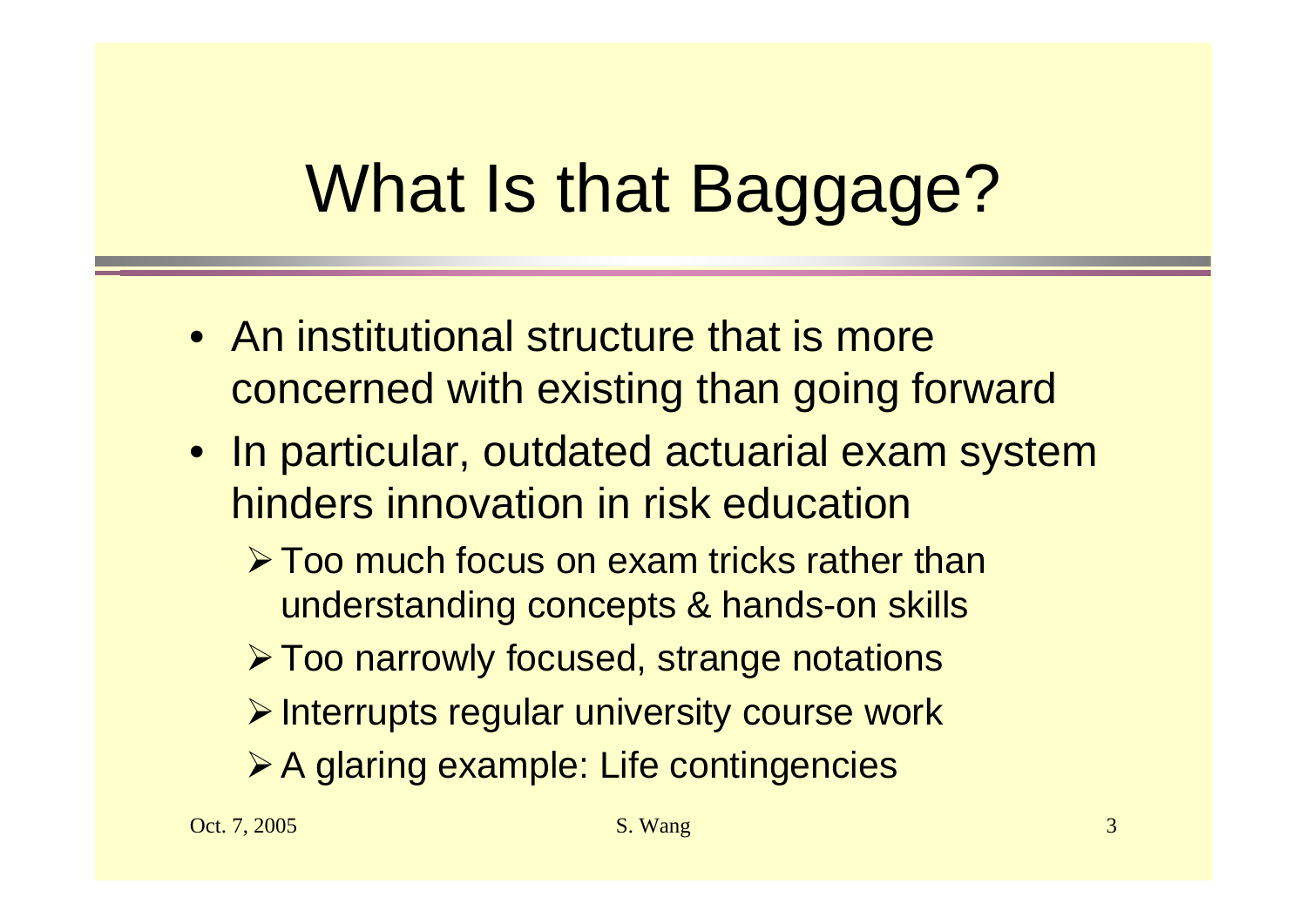# What Is that Baggage?

- An institutional structure that is more concerned with existing than going forward
- In particular, outdated actuarial exam system hinders innovation in risk education
  - Too much focus on exam tricks rather than understanding concepts & hands-on skills
  - Too narrowly focused, strange notations
  - Interrupts regular university course work
  - A glaring example: Life contingencies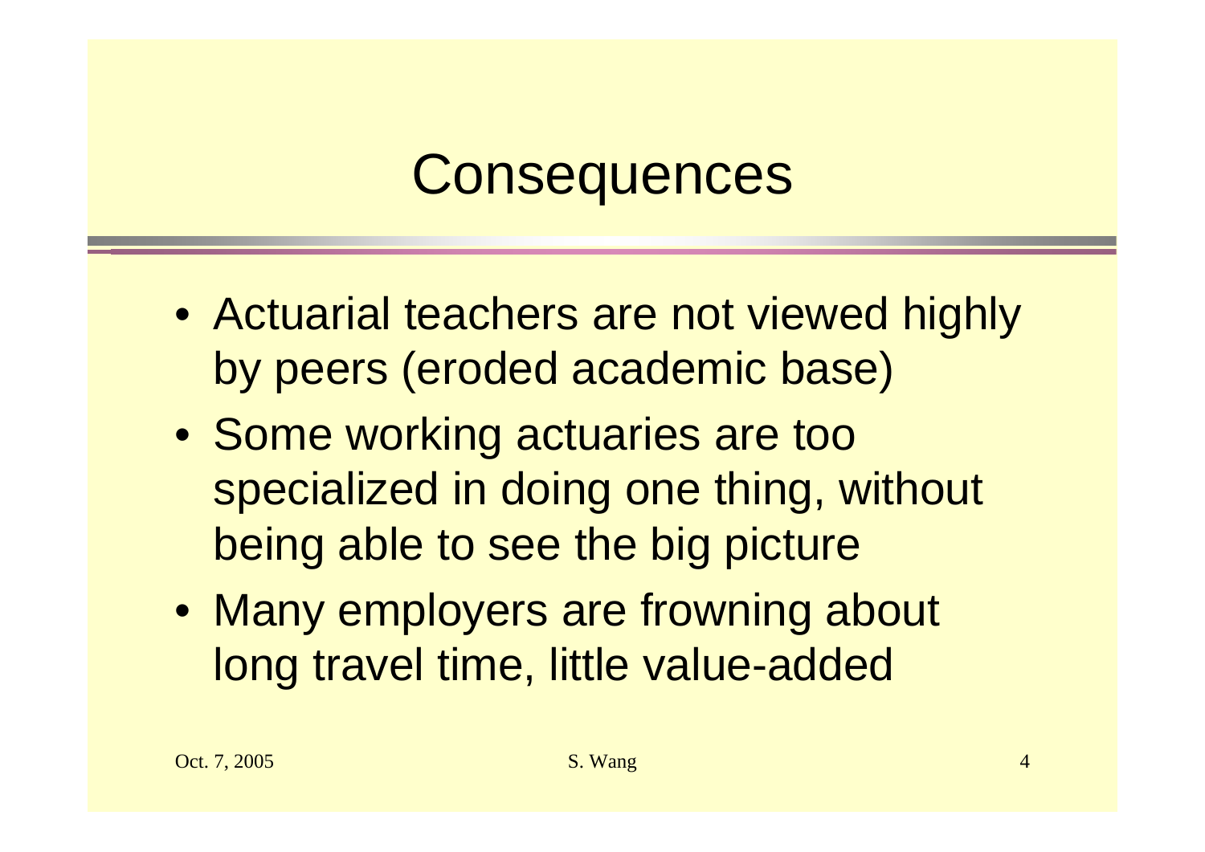# Consequences

- Actuarial teachers are not viewed highly by peers (eroded academic base)
- Some working actuaries are too specialized in doing one thing, without being able to see the big picture
- Many employers are frowning about long travel time, little value-added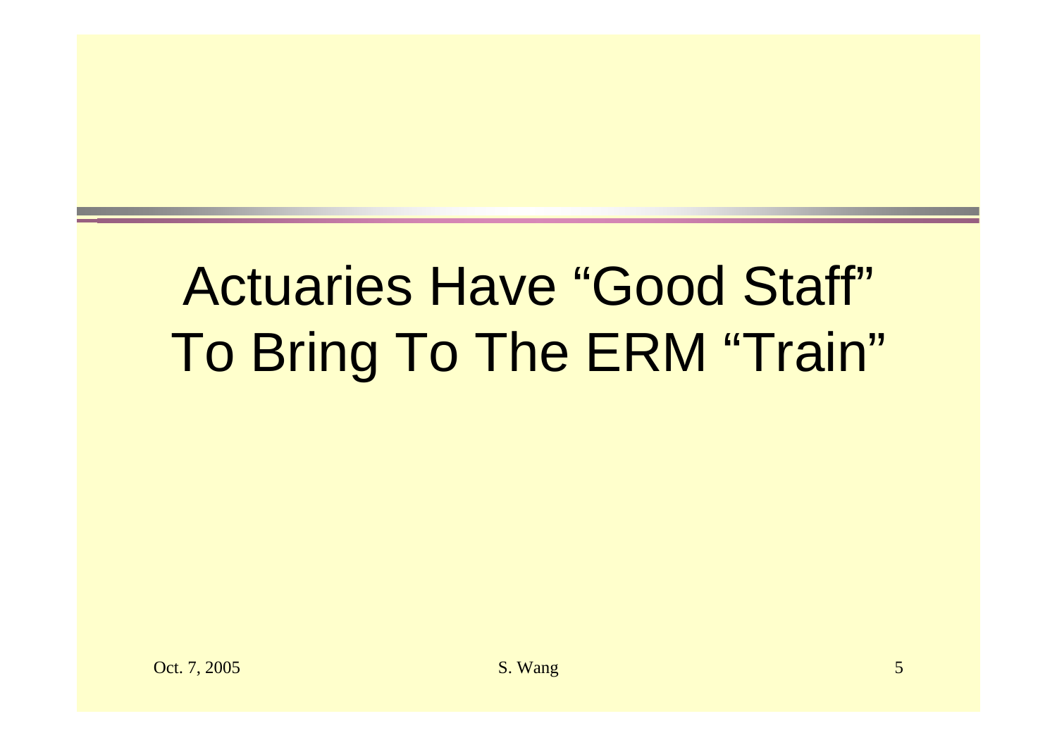# Actuaries Have "Good Staff" To Bring To The ERM "Train"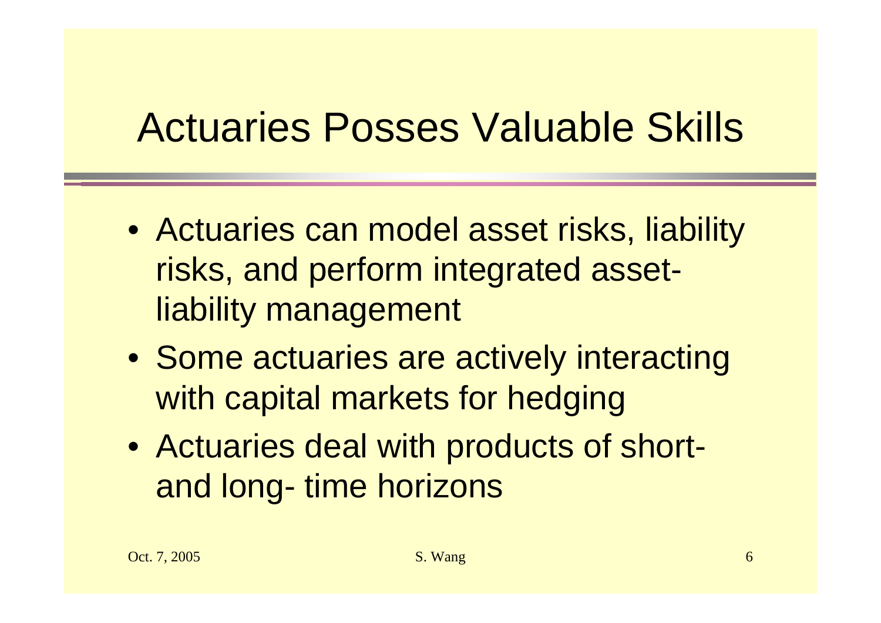# Actuaries Posses Valuable Skills

- Actuaries can model asset risks, liability risks, and perform integrated asset-liability management
- Some actuaries are actively interacting with capital markets for hedging
- Actuaries deal with products of short- and long- time horizons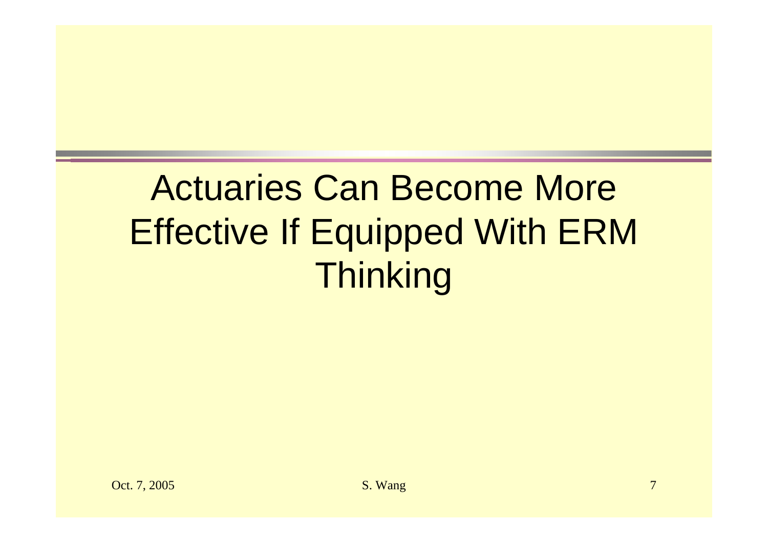# Actuaries Can Become More Effective If Equipped With ERM Thinking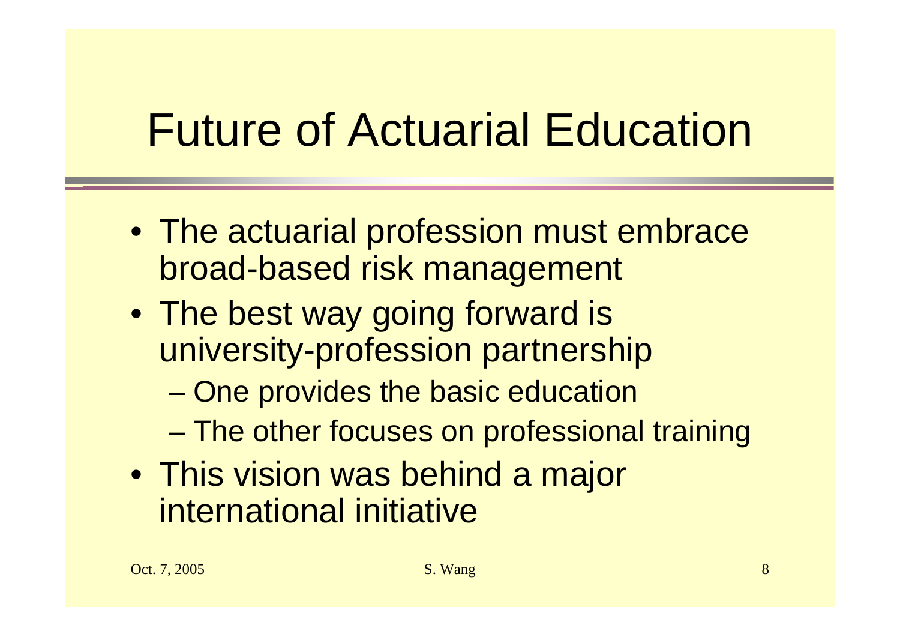# Future of Actuarial Education

- The actuarial profession must embrace broad-based risk management
- The best way going forward is university-profession partnership
  - One provides the basic education
  - The other focuses on professional training
- This vision was behind a major international initiative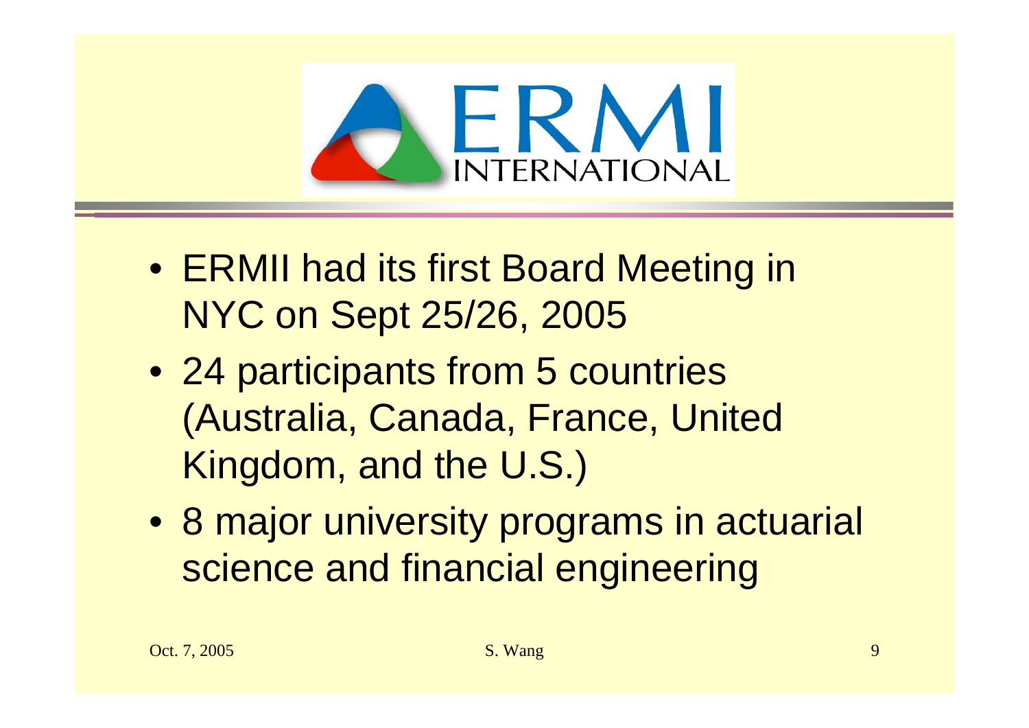# ERMI INTERNATIONAL

- ERMII had its first Board Meeting in NYC on Sept 25/26, 2005
- 24 participants from 5 countries (Australia, Canada, France, United Kingdom, and the U.S.)
- 8 major university programs in actuarial science and financial engineering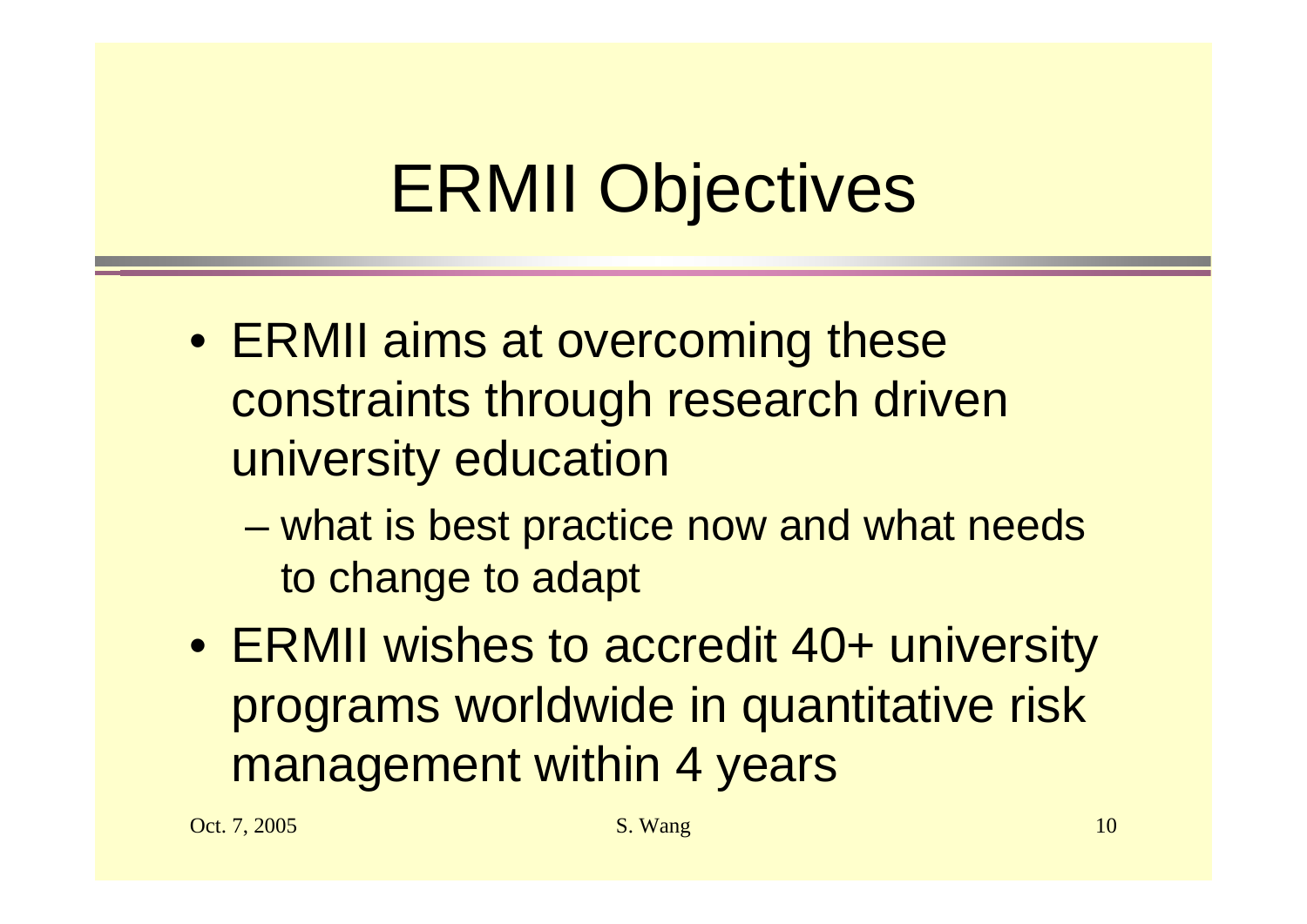# ERMII Objectives

- ERMII aims at overcoming these constraints through research driven university education
  - what is best practice now and what needs to change to adapt
- ERMII wishes to accredit 40+ university programs worldwide in quantitative risk management within 4 years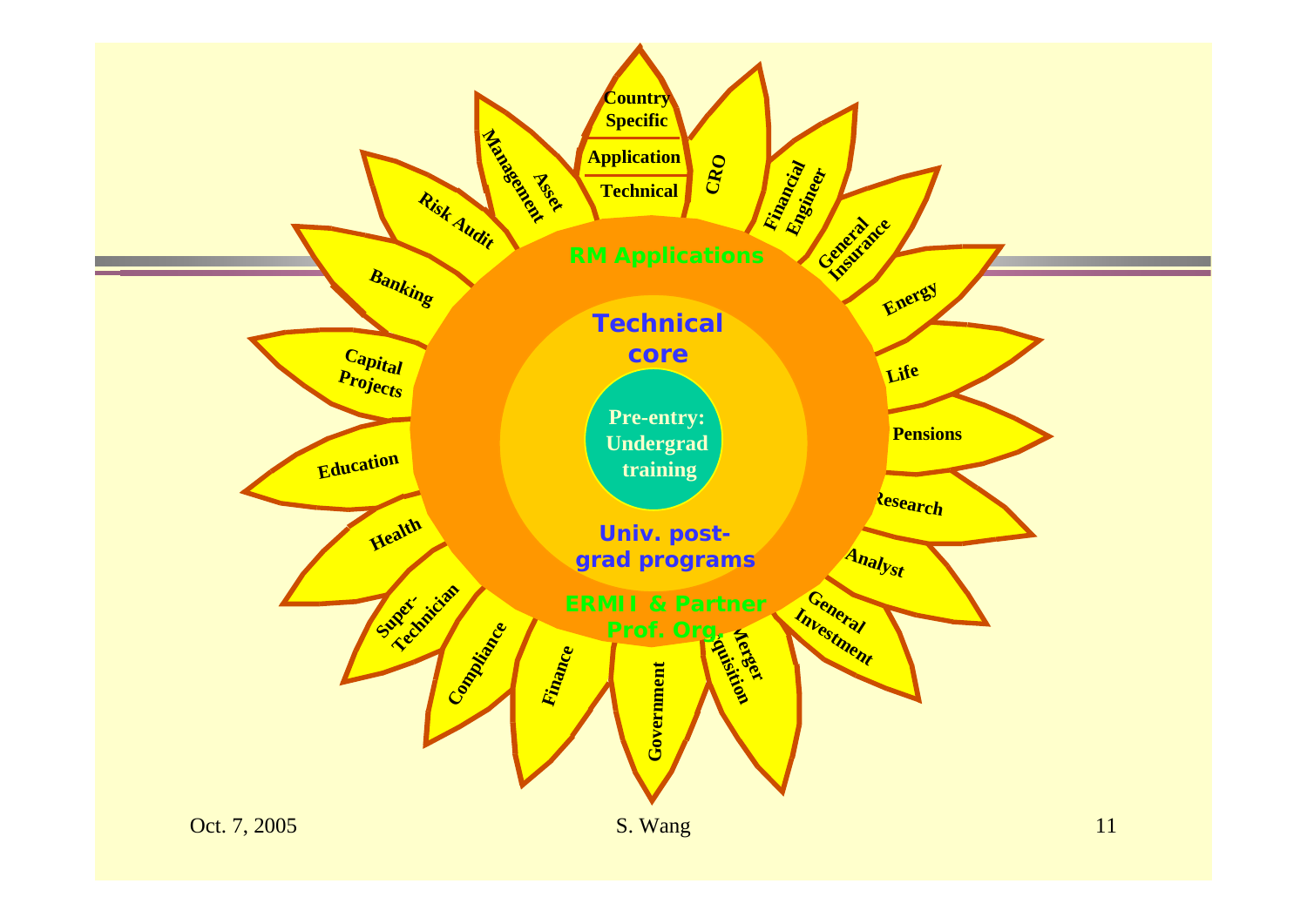Country Specific

Application

Technical

RM Applications

Technical core

Pre-entry: Undergrad training

Univ. post-grad programs

ERMII & Partner Prof. Org.

- CRO
- Financial Engineer
- General Insurance
- Energy
- Life
- Pensions
- Research
- Analyst
- General Investment
- Merger Acquisition
- Government
- Finance
- Compliance
- Super-Technician
- Health
- Education
- Capital Projects
- Banking
- Risk Audit
- Asset Management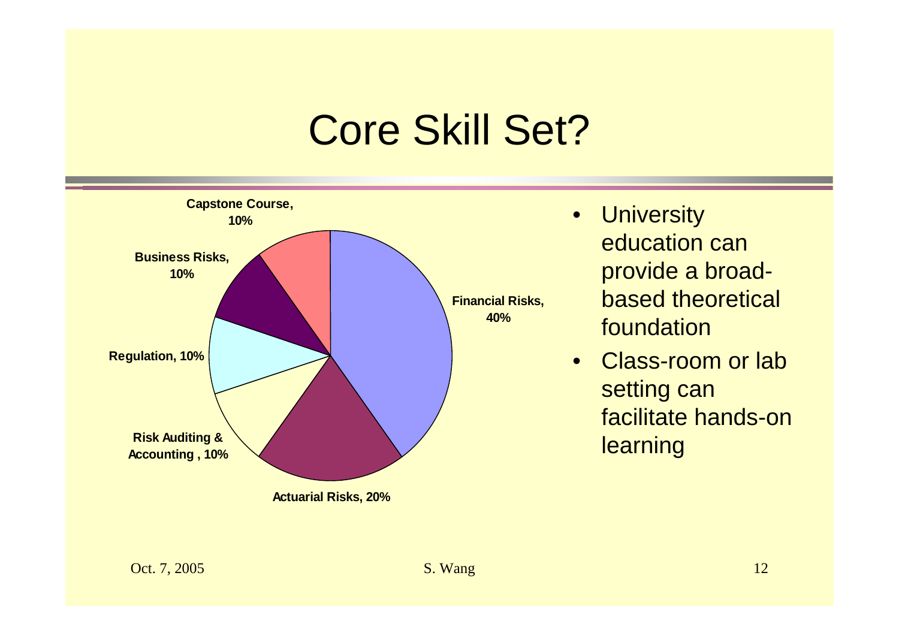# Core Skill Set?

| Category | Share |
|---|---|
| Financial Risks | 40% |
| Actuarial Risks | 20% |
| Risk Auditing & Accounting | 10% |
| Regulation | 10% |
| Business Risks | 10% |
| Capstone Course | 10% |

- University education can provide a broad-based theoretical foundation
- Class-room or lab setting can facilitate hands-on learning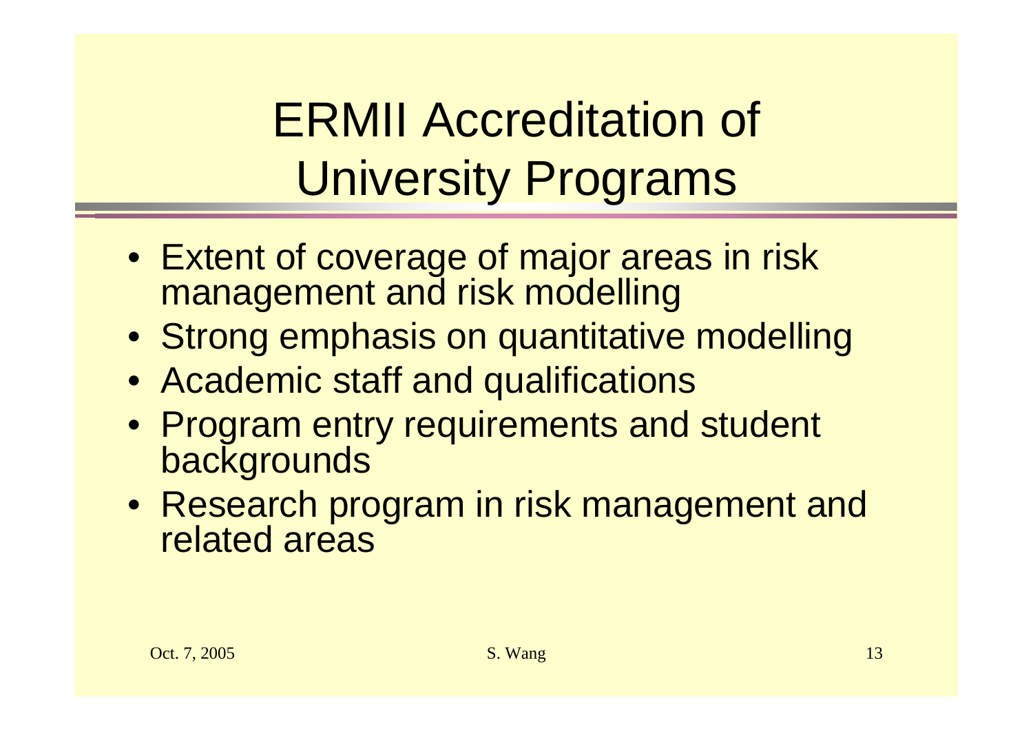# ERMII Accreditation of University Programs

- Extent of coverage of major areas in risk management and risk modelling
- Strong emphasis on quantitative modelling
- Academic staff and qualifications
- Program entry requirements and student backgrounds
- Research program in risk management and related areas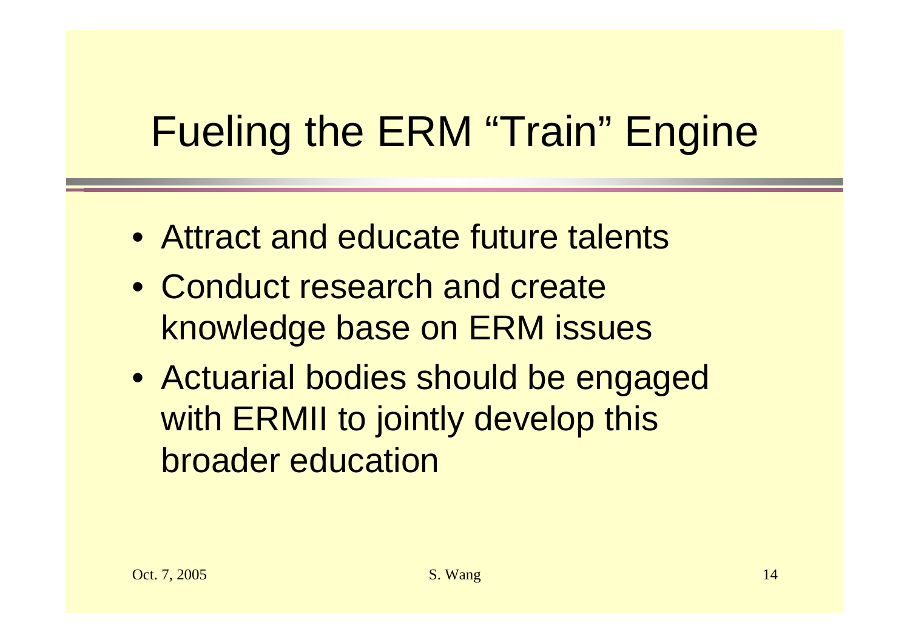# Fueling the ERM “Train” Engine

- Attract and educate future talents
- Conduct research and create knowledge base on ERM issues
- Actuarial bodies should be engaged with ERMII to jointly develop this broader education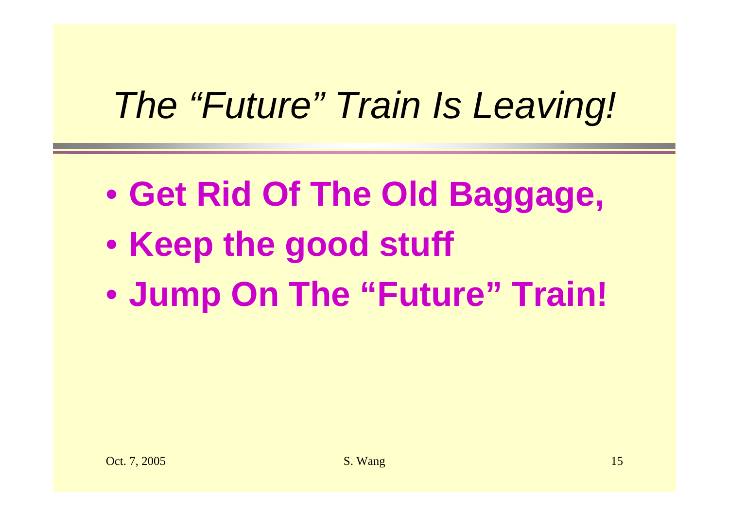# *The "Future" Train Is Leaving!*

- **Get Rid Of The Old Baggage,**
- **Keep the good stuff**
- **Jump On The "Future" Train!**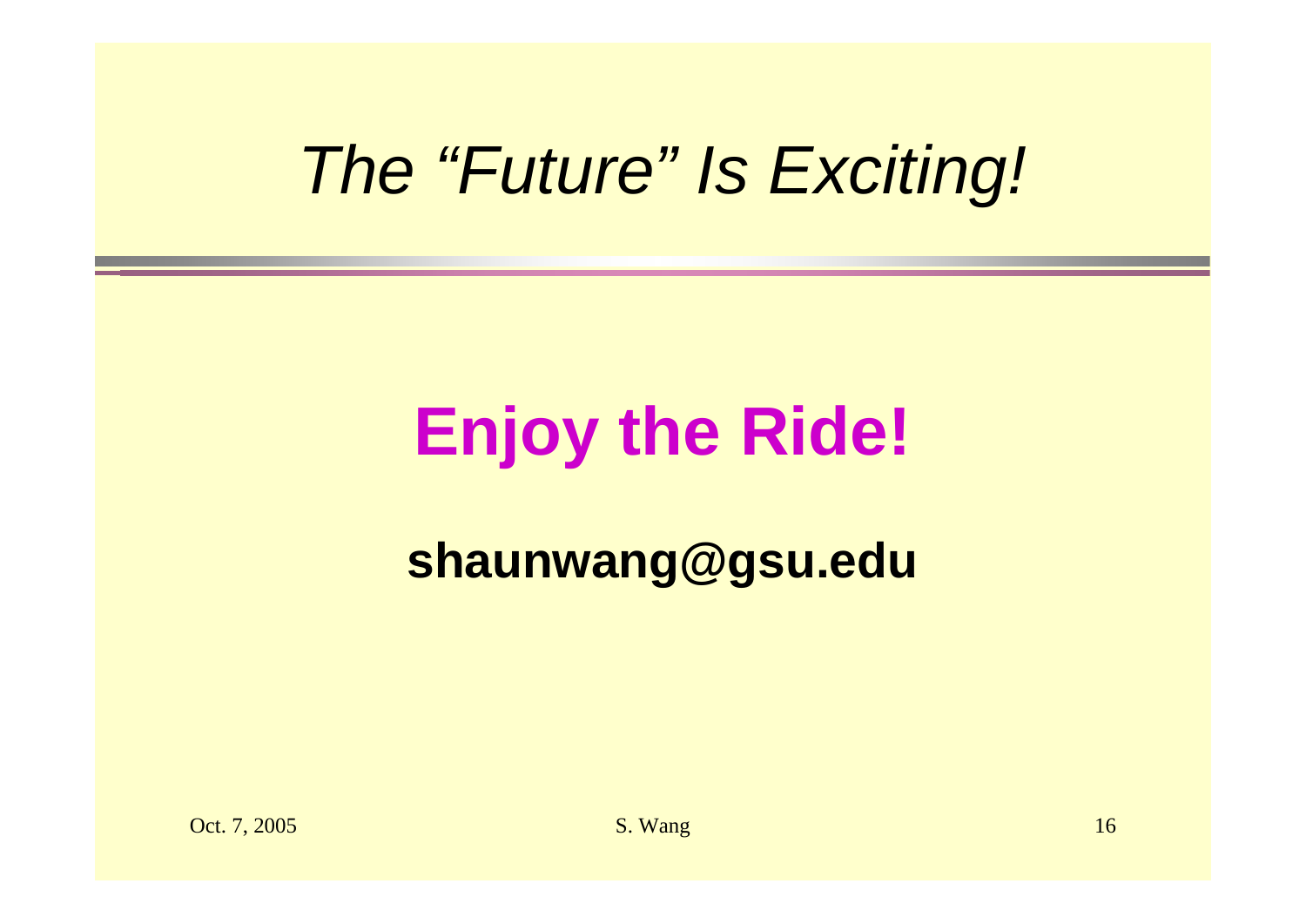# *The "Future" Is Exciting!*

## **Enjoy the Ride!**

**shaunwang@gsu.edu**